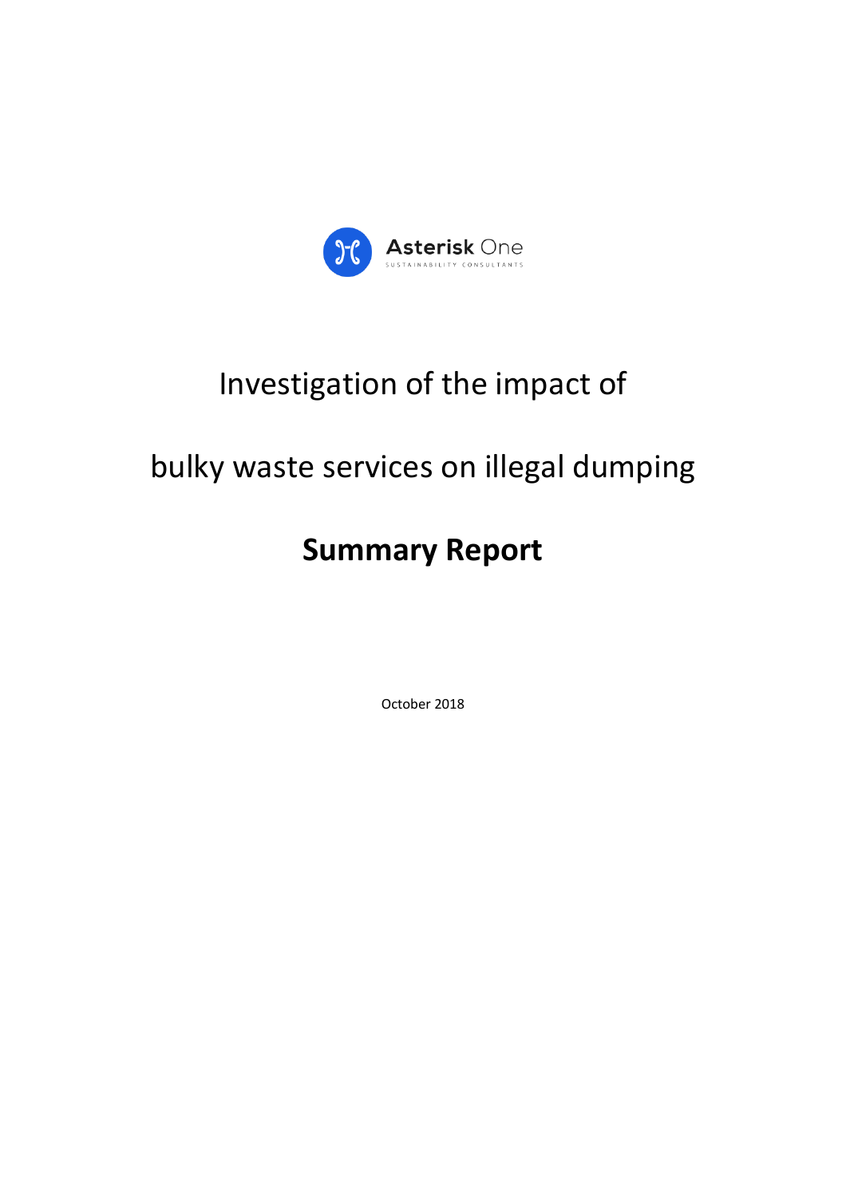Asterisk One

SUSTAINABILITY CONSULTANTS

# Investigation of the impact of bulky waste services on illegal dumping

## Summary Report

October 2018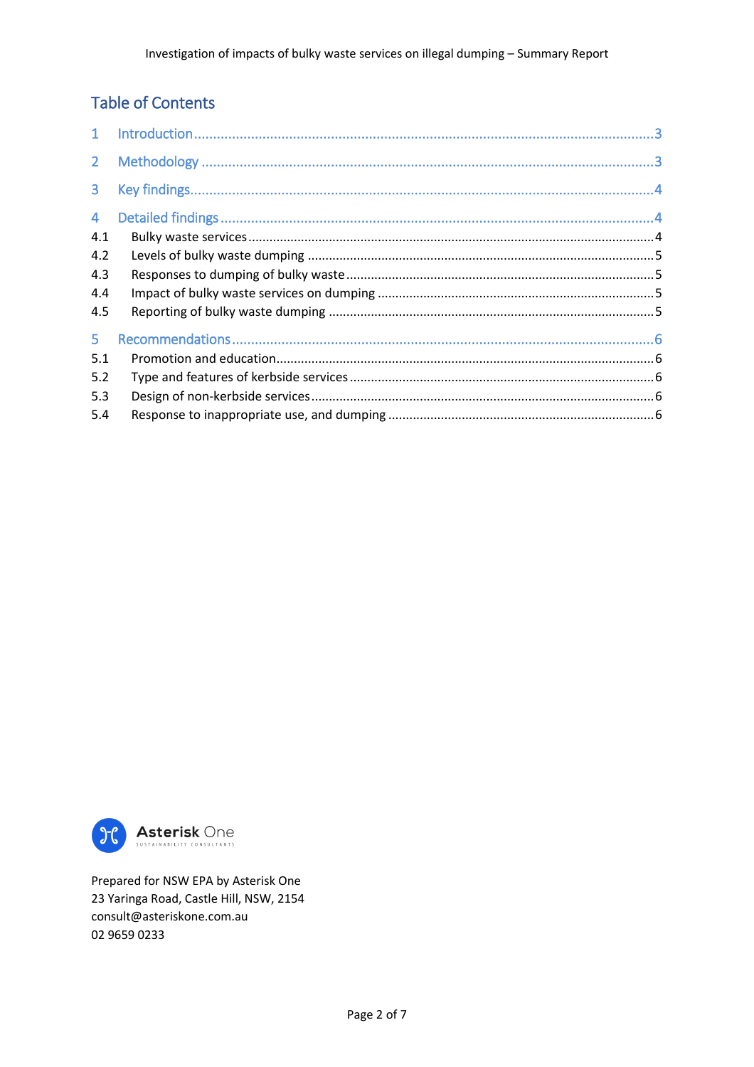## Table of Contents

| | | |
|---|---|---|
| 1 | Introduction | 3 |
| 2 | Methodology | 3 |
| 3 | Key findings | 4 |
| 4 | Detailed findings | 4 |
| 4.1 | Bulky waste services | 4 |
| 4.2 | Levels of bulky waste dumping | 5 |
| 4.3 | Responses to dumping of bulky waste | 5 |
| 4.4 | Impact of bulky waste services on dumping | 5 |
| 4.5 | Reporting of bulky waste dumping | 5 |
| 5 | Recommendations | 6 |
| 5.1 | Promotion and education | 6 |
| 5.2 | Type and features of kerbside services | 6 |
| 5.3 | Design of non-kerbside services | 6 |
| 5.4 | Response to inappropriate use, and dumping | 6 |

Asterisk One
SUSTAINABILITY CONSULTANTS

Prepared for NSW EPA by Asterisk One
23 Yaringa Road, Castle Hill, NSW, 2154
consult@asteriskone.com.au
02 9659 0233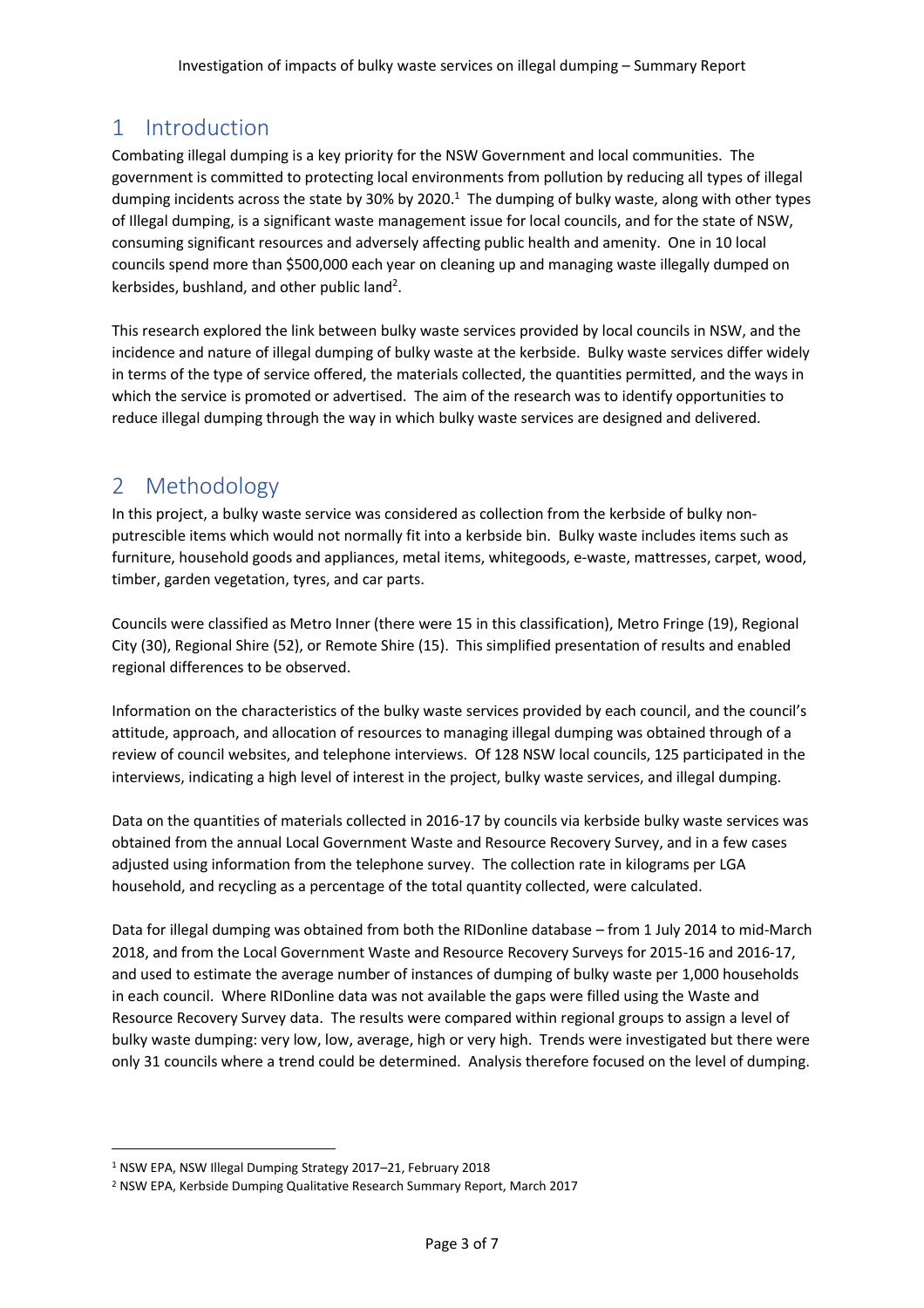# 1 Introduction

Combating illegal dumping is a key priority for the NSW Government and local communities. The government is committed to protecting local environments from pollution by reducing all types of illegal dumping incidents across the state by 30% by 2020.[1] The dumping of bulky waste, along with other types of Illegal dumping, is a significant waste management issue for local councils, and for the state of NSW, consuming significant resources and adversely affecting public health and amenity. One in 10 local councils spend more than $500,000 each year on cleaning up and managing waste illegally dumped on kerbsides, bushland, and other public land[2].

This research explored the link between bulky waste services provided by local councils in NSW, and the incidence and nature of illegal dumping of bulky waste at the kerbside. Bulky waste services differ widely in terms of the type of service offered, the materials collected, the quantities permitted, and the ways in which the service is promoted or advertised. The aim of the research was to identify opportunities to reduce illegal dumping through the way in which bulky waste services are designed and delivered.

# 2 Methodology

In this project, a bulky waste service was considered as collection from the kerbside of bulky non-putrescible items which would not normally fit into a kerbside bin. Bulky waste includes items such as furniture, household goods and appliances, metal items, whitegoods, e-waste, mattresses, carpet, wood, timber, garden vegetation, tyres, and car parts.

Councils were classified as Metro Inner (there were 15 in this classification), Metro Fringe (19), Regional City (30), Regional Shire (52), or Remote Shire (15). This simplified presentation of results and enabled regional differences to be observed.

Information on the characteristics of the bulky waste services provided by each council, and the council's attitude, approach, and allocation of resources to managing illegal dumping was obtained through of a review of council websites, and telephone interviews. Of 128 NSW local councils, 125 participated in the interviews, indicating a high level of interest in the project, bulky waste services, and illegal dumping.

Data on the quantities of materials collected in 2016-17 by councils via kerbside bulky waste services was obtained from the annual Local Government Waste and Resource Recovery Survey, and in a few cases adjusted using information from the telephone survey. The collection rate in kilograms per LGA household, and recycling as a percentage of the total quantity collected, were calculated.

Data for illegal dumping was obtained from both the RIDonline database – from 1 July 2014 to mid-March 2018, and from the Local Government Waste and Resource Recovery Surveys for 2015-16 and 2016-17, and used to estimate the average number of instances of dumping of bulky waste per 1,000 households in each council. Where RIDonline data was not available the gaps were filled using the Waste and Resource Recovery Survey data. The results were compared within regional groups to assign a level of bulky waste dumping: very low, low, average, high or very high. Trends were investigated but there were only 31 councils where a trend could be determined. Analysis therefore focused on the level of dumping.

---

[1] NSW EPA, NSW Illegal Dumping Strategy 2017–21, February 2018

[2] NSW EPA, Kerbside Dumping Qualitative Research Summary Report, March 2017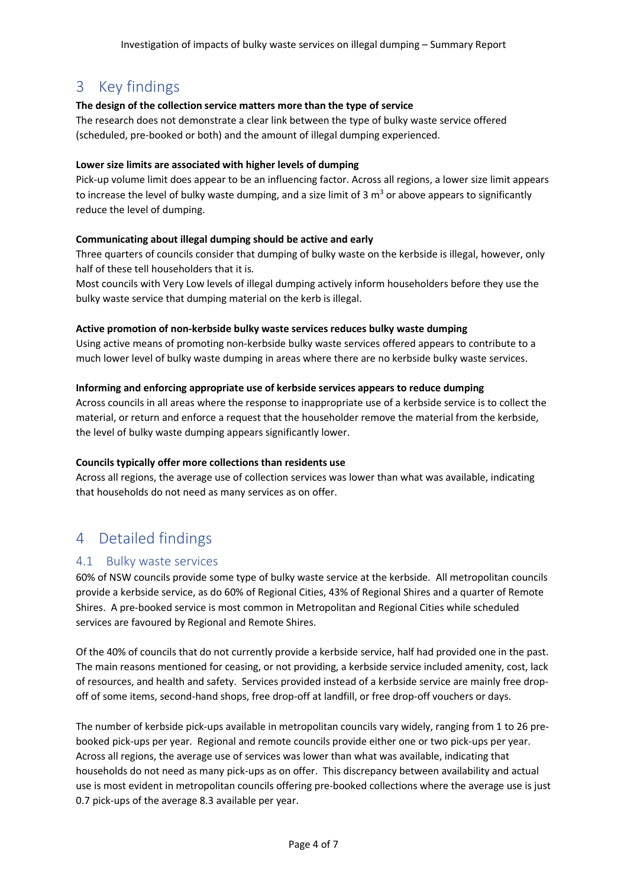# 3 Key findings

**The design of the collection service matters more than the type of service**

The research does not demonstrate a clear link between the type of bulky waste service offered (scheduled, pre-booked or both) and the amount of illegal dumping experienced.

**Lower size limits are associated with higher levels of dumping**

Pick-up volume limit does appear to be an influencing factor. Across all regions, a lower size limit appears to increase the level of bulky waste dumping, and a size limit of 3 $m^3$ or above appears to significantly reduce the level of dumping.

**Communicating about illegal dumping should be active and early**

Three quarters of councils consider that dumping of bulky waste on the kerbside is illegal, however, only half of these tell householders that it is.

Most councils with Very Low levels of illegal dumping actively inform householders before they use the bulky waste service that dumping material on the kerb is illegal.

**Active promotion of non-kerbside bulky waste services reduces bulky waste dumping**

Using active means of promoting non-kerbside bulky waste services offered appears to contribute to a much lower level of bulky waste dumping in areas where there are no kerbside bulky waste services.

**Informing and enforcing appropriate use of kerbside services appears to reduce dumping**

Across councils in all areas where the response to inappropriate use of a kerbside service is to collect the material, or return and enforce a request that the householder remove the material from the kerbside, the level of bulky waste dumping appears significantly lower.

**Councils typically offer more collections than residents use**

Across all regions, the average use of collection services was lower than what was available, indicating that households do not need as many services as on offer.

# 4 Detailed findings

## 4.1 Bulky waste services

60% of NSW councils provide some type of bulky waste service at the kerbside. All metropolitan councils provide a kerbside service, as do 60% of Regional Cities, 43% of Regional Shires and a quarter of Remote Shires. A pre-booked service is most common in Metropolitan and Regional Cities while scheduled services are favoured by Regional and Remote Shires.

Of the 40% of councils that do not currently provide a kerbside service, half had provided one in the past. The main reasons mentioned for ceasing, or not providing, a kerbside service included amenity, cost, lack of resources, and health and safety. Services provided instead of a kerbside service are mainly free drop-off of some items, second-hand shops, free drop-off at landfill, or free drop-off vouchers or days.

The number of kerbside pick-ups available in metropolitan councils vary widely, ranging from 1 to 26 pre-booked pick-ups per year. Regional and remote councils provide either one or two pick-ups per year. Across all regions, the average use of services was lower than what was available, indicating that households do not need as many pick-ups as on offer. This discrepancy between availability and actual use is most evident in metropolitan councils offering pre-booked collections where the average use is just 0.7 pick-ups of the average 8.3 available per year.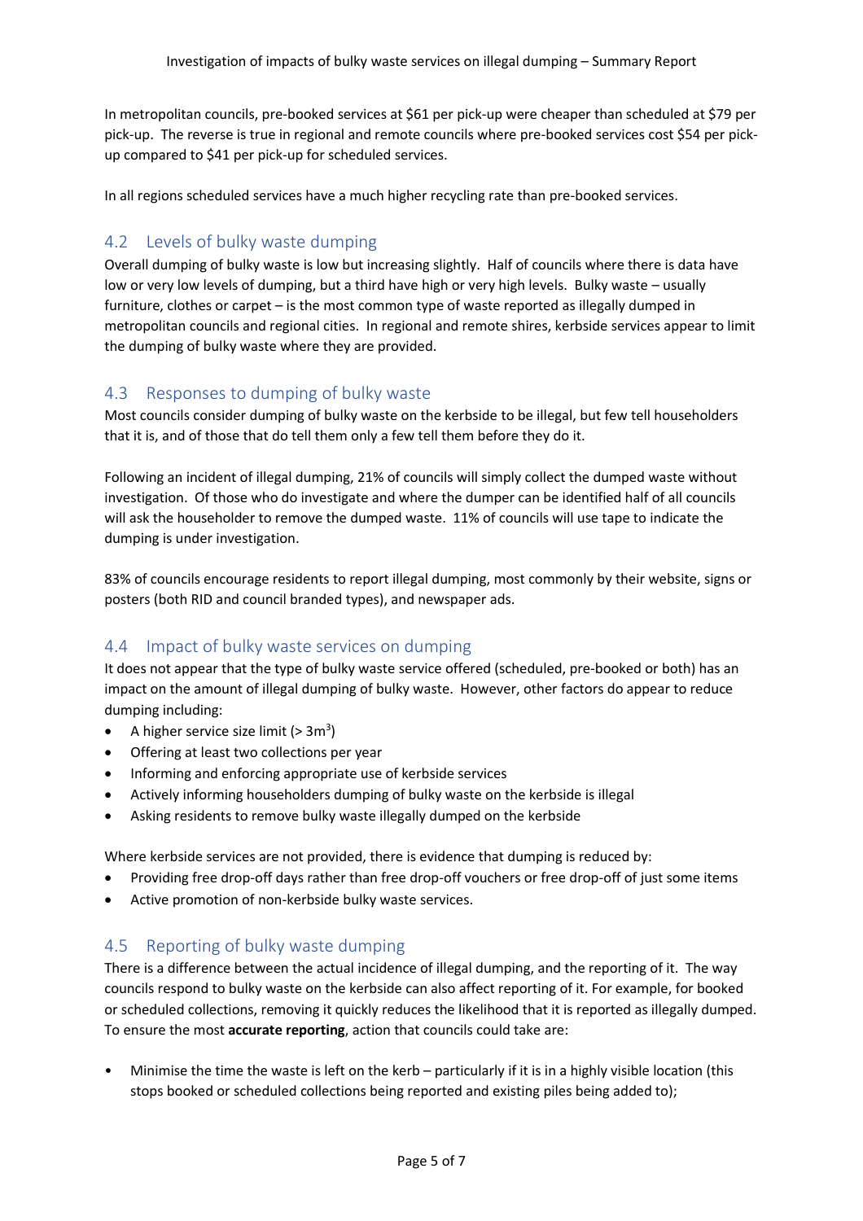In metropolitan councils, pre-booked services at $61 per pick-up were cheaper than scheduled at $79 per pick-up. The reverse is true in regional and remote councils where pre-booked services cost $54 per pick-up compared to $41 per pick-up for scheduled services.

In all regions scheduled services have a much higher recycling rate than pre-booked services.

## 4.2 Levels of bulky waste dumping

Overall dumping of bulky waste is low but increasing slightly. Half of councils where there is data have low or very low levels of dumping, but a third have high or very high levels. Bulky waste – usually furniture, clothes or carpet – is the most common type of waste reported as illegally dumped in metropolitan councils and regional cities. In regional and remote shires, kerbside services appear to limit the dumping of bulky waste where they are provided.

## 4.3 Responses to dumping of bulky waste

Most councils consider dumping of bulky waste on the kerbside to be illegal, but few tell householders that it is, and of those that do tell them only a few tell them before they do it.

Following an incident of illegal dumping, 21% of councils will simply collect the dumped waste without investigation. Of those who do investigate and where the dumper can be identified half of all councils will ask the householder to remove the dumped waste. 11% of councils will use tape to indicate the dumping is under investigation.

83% of councils encourage residents to report illegal dumping, most commonly by their website, signs or posters (both RID and council branded types), and newspaper ads.

## 4.4 Impact of bulky waste services on dumping

It does not appear that the type of bulky waste service offered (scheduled, pre-booked or both) has an impact on the amount of illegal dumping of bulky waste. However, other factors do appear to reduce dumping including:

- A higher service size limit (> $3m^3$)
- Offering at least two collections per year
- Informing and enforcing appropriate use of kerbside services
- Actively informing householders dumping of bulky waste on the kerbside is illegal
- Asking residents to remove bulky waste illegally dumped on the kerbside

Where kerbside services are not provided, there is evidence that dumping is reduced by:

- Providing free drop-off days rather than free drop-off vouchers or free drop-off of just some items
- Active promotion of non-kerbside bulky waste services.

## 4.5 Reporting of bulky waste dumping

There is a difference between the actual incidence of illegal dumping, and the reporting of it. The way councils respond to bulky waste on the kerbside can also affect reporting of it. For example, for booked or scheduled collections, removing it quickly reduces the likelihood that it is reported as illegally dumped. To ensure the most **accurate reporting**, action that councils could take are:

- Minimise the time the waste is left on the kerb – particularly if it is in a highly visible location (this stops booked or scheduled collections being reported and existing piles being added to);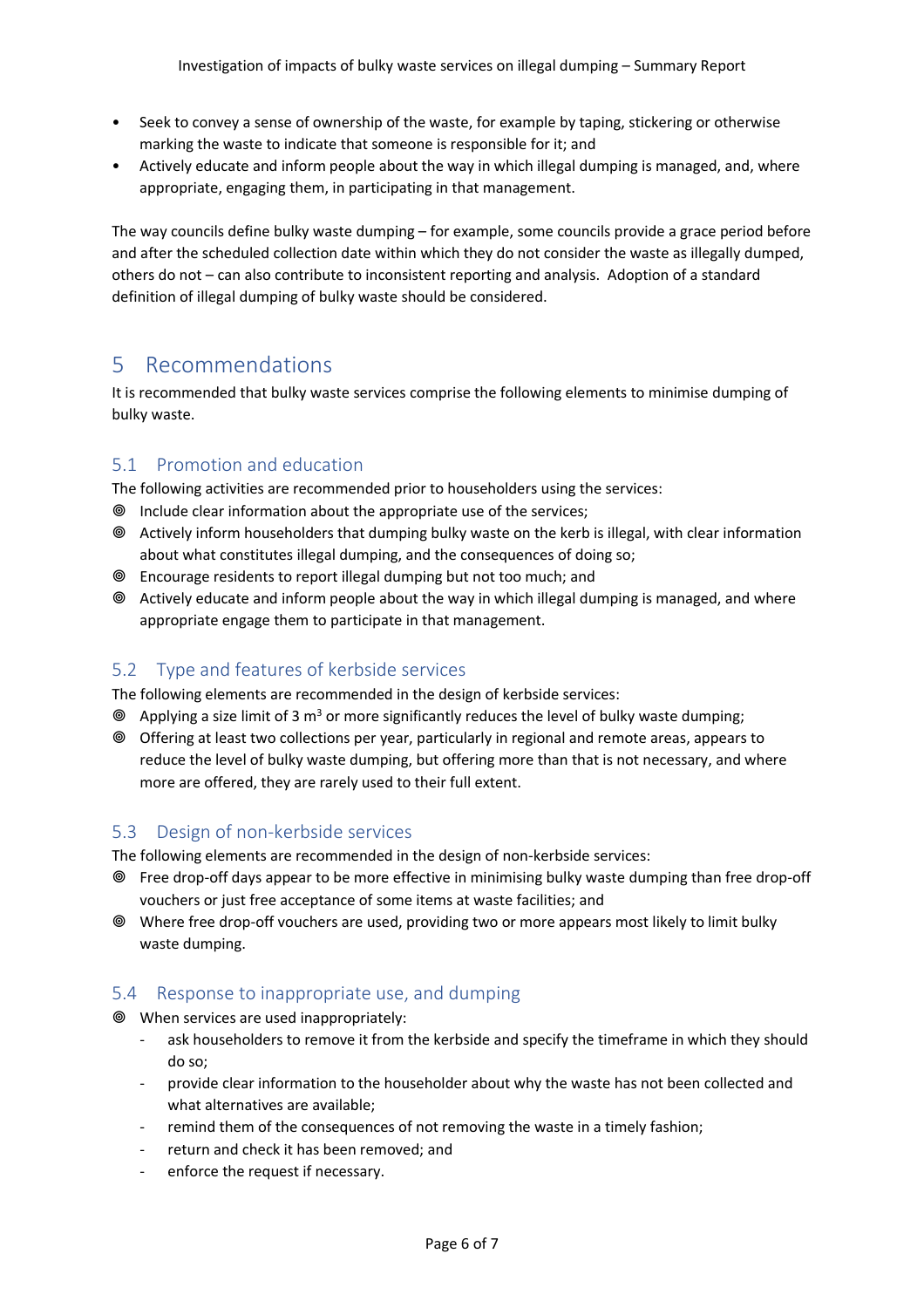- Seek to convey a sense of ownership of the waste, for example by taping, stickering or otherwise marking the waste to indicate that someone is responsible for it; and
- Actively educate and inform people about the way in which illegal dumping is managed, and, where appropriate, engaging them, in participating in that management.

The way councils define bulky waste dumping – for example, some councils provide a grace period before and after the scheduled collection date within which they do not consider the waste as illegally dumped, others do not – can also contribute to inconsistent reporting and analysis. Adoption of a standard definition of illegal dumping of bulky waste should be considered.

# 5 Recommendations

It is recommended that bulky waste services comprise the following elements to minimise dumping of bulky waste.

## 5.1 Promotion and education

The following activities are recommended prior to householders using the services:

- Include clear information about the appropriate use of the services;
- Actively inform householders that dumping bulky waste on the kerb is illegal, with clear information about what constitutes illegal dumping, and the consequences of doing so;
- Encourage residents to report illegal dumping but not too much; and
- Actively educate and inform people about the way in which illegal dumping is managed, and where appropriate engage them to participate in that management.

## 5.2 Type and features of kerbside services

The following elements are recommended in the design of kerbside services:

- Applying a size limit of 3 $m^3$ or more significantly reduces the level of bulky waste dumping;
- Offering at least two collections per year, particularly in regional and remote areas, appears to reduce the level of bulky waste dumping, but offering more than that is not necessary, and where more are offered, they are rarely used to their full extent.

## 5.3 Design of non-kerbside services

The following elements are recommended in the design of non-kerbside services:

- Free drop-off days appear to be more effective in minimising bulky waste dumping than free drop-off vouchers or just free acceptance of some items at waste facilities; and
- Where free drop-off vouchers are used, providing two or more appears most likely to limit bulky waste dumping.

## 5.4 Response to inappropriate use, and dumping

- When services are used inappropriately:
  - ask householders to remove it from the kerbside and specify the timeframe in which they should do so;
  - provide clear information to the householder about why the waste has not been collected and what alternatives are available;
  - remind them of the consequences of not removing the waste in a timely fashion;
  - return and check it has been removed; and
  - enforce the request if necessary.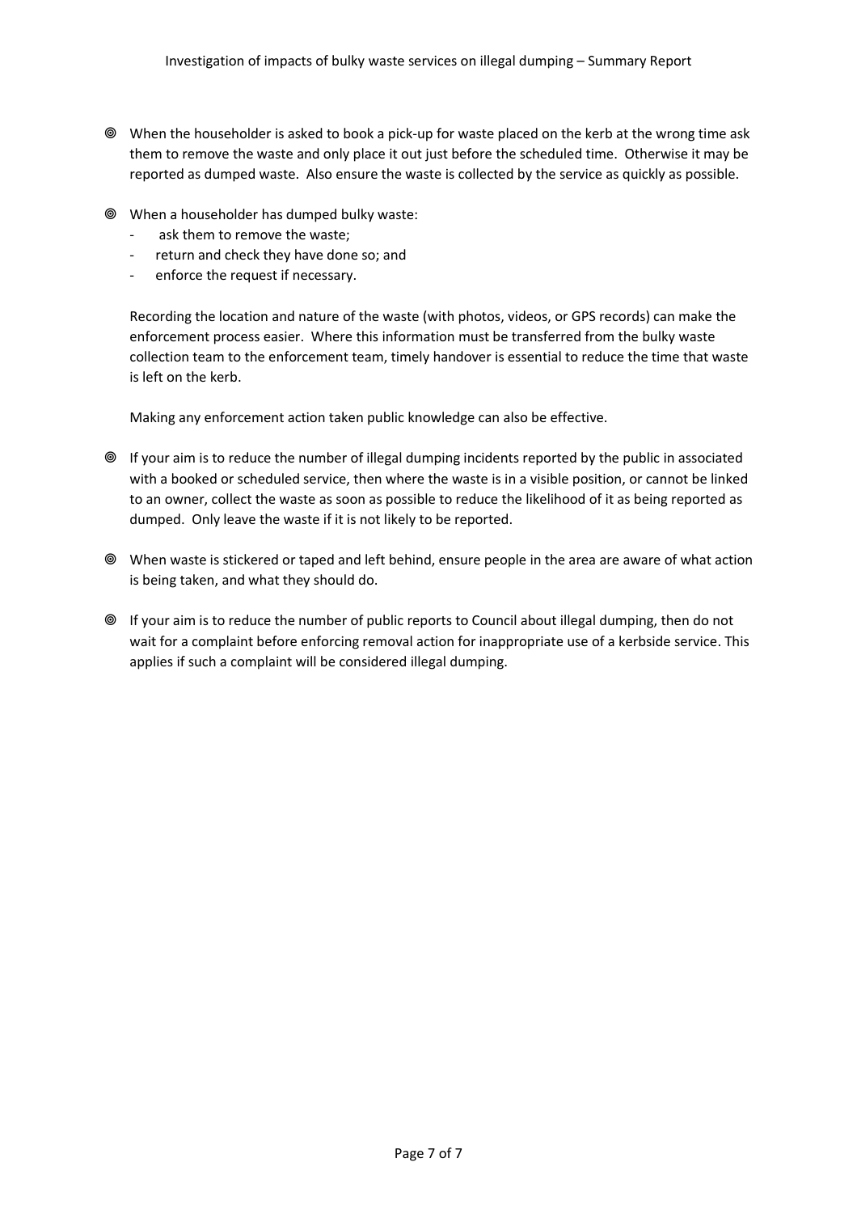- When the householder is asked to book a pick-up for waste placed on the kerb at the wrong time ask them to remove the waste and only place it out just before the scheduled time. Otherwise it may be reported as dumped waste. Also ensure the waste is collected by the service as quickly as possible.

- When a householder has dumped bulky waste:
  - ask them to remove the waste;
  - return and check they have done so; and
  - enforce the request if necessary.

  Recording the location and nature of the waste (with photos, videos, or GPS records) can make the enforcement process easier. Where this information must be transferred from the bulky waste collection team to the enforcement team, timely handover is essential to reduce the time that waste is left on the kerb.

  Making any enforcement action taken public knowledge can also be effective.

- If your aim is to reduce the number of illegal dumping incidents reported by the public in associated with a booked or scheduled service, then where the waste is in a visible position, or cannot be linked to an owner, collect the waste as soon as possible to reduce the likelihood of it as being reported as dumped. Only leave the waste if it is not likely to be reported.

- When waste is stickered or taped and left behind, ensure people in the area are aware of what action is being taken, and what they should do.

- If your aim is to reduce the number of public reports to Council about illegal dumping, then do not wait for a complaint before enforcing removal action for inappropriate use of a kerbside service. This applies if such a complaint will be considered illegal dumping.